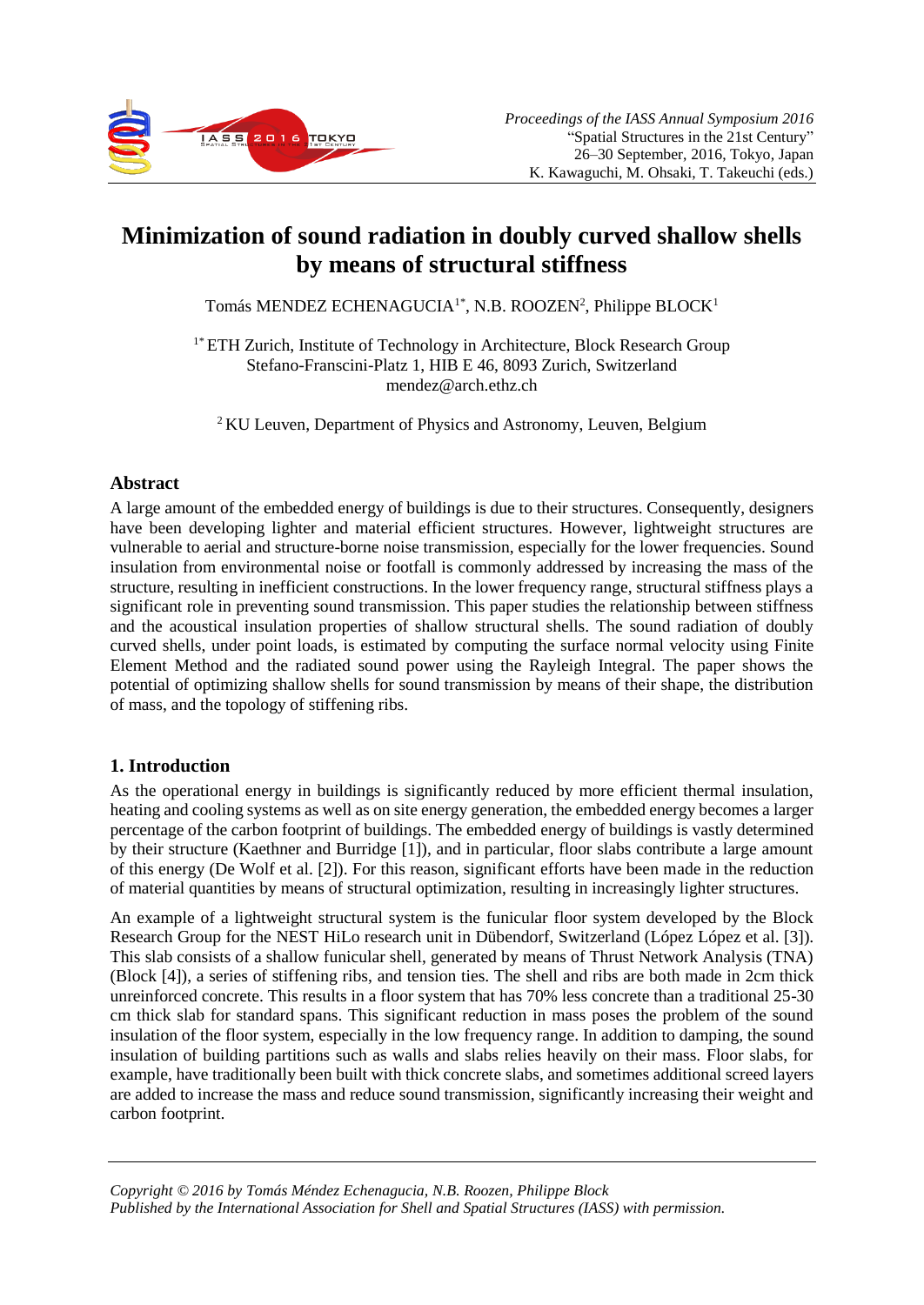# Minimization of sound radiation in doubly curved shallow shells by means of structural stiffness

Tomás MENDEZ ECHENAGUCIA[1*], N.B. ROOZEN[2], Philippe BLOCK[1]

[1*] ETH Zurich, Institute of Technology in Architecture, Block Research Group
Stefano-Franscini-Platz 1, HIB E 46, 8093 Zurich, Switzerland
mendez@arch.ethz.ch

[2] KU Leuven, Department of Physics and Astronomy, Leuven, Belgium

## Abstract

A large amount of the embedded energy of buildings is due to their structures. Consequently, designers have been developing lighter and material efficient structures. However, lightweight structures are vulnerable to aerial and structure-borne noise transmission, especially for the lower frequencies. Sound insulation from environmental noise or footfall is commonly addressed by increasing the mass of the structure, resulting in inefficient constructions. In the lower frequency range, structural stiffness plays a significant role in preventing sound transmission. This paper studies the relationship between stiffness and the acoustical insulation properties of shallow structural shells. The sound radiation of doubly curved shells, under point loads, is estimated by computing the surface normal velocity using Finite Element Method and the radiated sound power using the Rayleigh Integral. The paper shows the potential of optimizing shallow shells for sound transmission by means of their shape, the distribution of mass, and the topology of stiffening ribs.

## 1. Introduction

As the operational energy in buildings is significantly reduced by more efficient thermal insulation, heating and cooling systems as well as on site energy generation, the embedded energy becomes a larger percentage of the carbon footprint of buildings. The embedded energy of buildings is vastly determined by their structure (Kaethner and Burridge [1]), and in particular, floor slabs contribute a large amount of this energy (De Wolf et al. [2]). For this reason, significant efforts have been made in the reduction of material quantities by means of structural optimization, resulting in increasingly lighter structures.

An example of a lightweight structural system is the funicular floor system developed by the Block Research Group for the NEST HiLo research unit in Dübendorf, Switzerland (López López et al. [3]). This slab consists of a shallow funicular shell, generated by means of Thrust Network Analysis (TNA) (Block [4]), a series of stiffening ribs, and tension ties. The shell and ribs are both made in 2cm thick unreinforced concrete. This results in a floor system that has 70% less concrete than a traditional 25-30 cm thick slab for standard spans. This significant reduction in mass poses the problem of the sound insulation of the floor system, especially in the low frequency range. In addition to damping, the sound insulation of building partitions such as walls and slabs relies heavily on their mass. Floor slabs, for example, have traditionally been built with thick concrete slabs, and sometimes additional screed layers are added to increase the mass and reduce sound transmission, significantly increasing their weight and carbon footprint.

*Copyright © 2016 by Tomás Méndez Echenagucia, N.B. Roozen, Philippe Block*
*Published by the International Association for Shell and Spatial Structures (IASS) with permission.*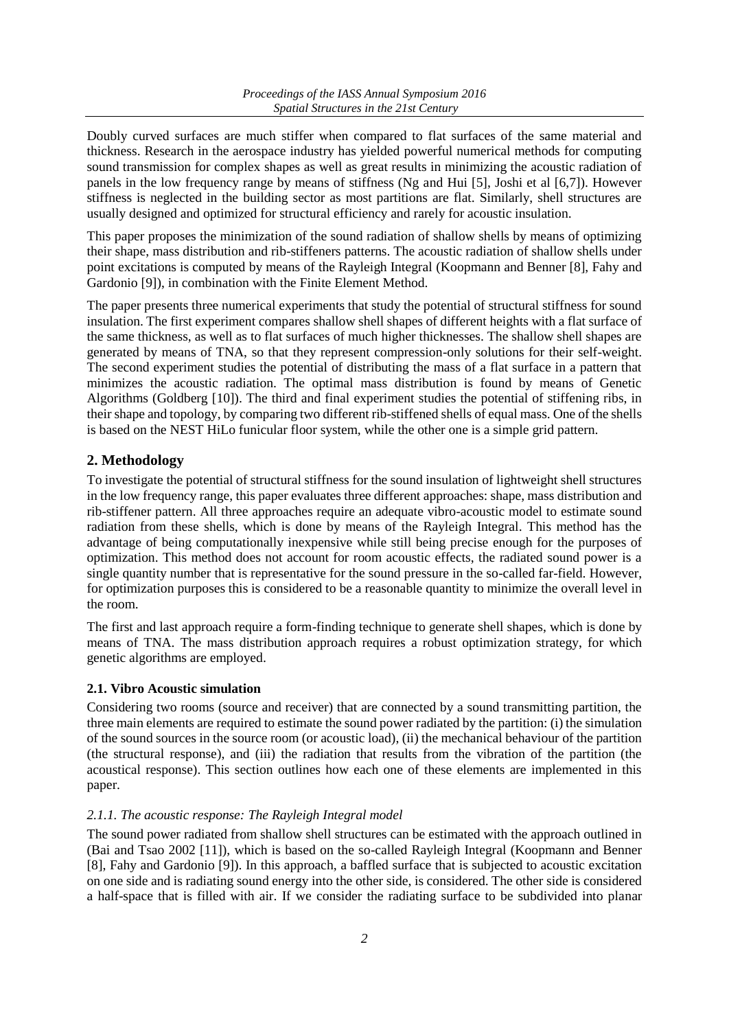Doubly curved surfaces are much stiffer when compared to flat surfaces of the same material and thickness. Research in the aerospace industry has yielded powerful numerical methods for computing sound transmission for complex shapes as well as great results in minimizing the acoustic radiation of panels in the low frequency range by means of stiffness (Ng and Hui [5], Joshi et al [6,7]). However stiffness is neglected in the building sector as most partitions are flat. Similarly, shell structures are usually designed and optimized for structural efficiency and rarely for acoustic insulation.

This paper proposes the minimization of the sound radiation of shallow shells by means of optimizing their shape, mass distribution and rib-stiffeners patterns. The acoustic radiation of shallow shells under point excitations is computed by means of the Rayleigh Integral (Koopmann and Benner [8], Fahy and Gardonio [9]), in combination with the Finite Element Method.

The paper presents three numerical experiments that study the potential of structural stiffness for sound insulation. The first experiment compares shallow shell shapes of different heights with a flat surface of the same thickness, as well as to flat surfaces of much higher thicknesses. The shallow shell shapes are generated by means of TNA, so that they represent compression-only solutions for their self-weight. The second experiment studies the potential of distributing the mass of a flat surface in a pattern that minimizes the acoustic radiation. The optimal mass distribution is found by means of Genetic Algorithms (Goldberg [10]). The third and final experiment studies the potential of stiffening ribs, in their shape and topology, by comparing two different rib-stiffened shells of equal mass. One of the shells is based on the NEST HiLo funicular floor system, while the other one is a simple grid pattern.

## 2. Methodology

To investigate the potential of structural stiffness for the sound insulation of lightweight shell structures in the low frequency range, this paper evaluates three different approaches: shape, mass distribution and rib-stiffener pattern. All three approaches require an adequate vibro-acoustic model to estimate sound radiation from these shells, which is done by means of the Rayleigh Integral. This method has the advantage of being computationally inexpensive while still being precise enough for the purposes of optimization. This method does not account for room acoustic effects, the radiated sound power is a single quantity number that is representative for the sound pressure in the so-called far-field. However, for optimization purposes this is considered to be a reasonable quantity to minimize the overall level in the room.

The first and last approach require a form-finding technique to generate shell shapes, which is done by means of TNA. The mass distribution approach requires a robust optimization strategy, for which genetic algorithms are employed.

### 2.1. Vibro Acoustic simulation

Considering two rooms (source and receiver) that are connected by a sound transmitting partition, the three main elements are required to estimate the sound power radiated by the partition: (i) the simulation of the sound sources in the source room (or acoustic load), (ii) the mechanical behaviour of the partition (the structural response), and (iii) the radiation that results from the vibration of the partition (the acoustical response). This section outlines how each one of these elements are implemented in this paper.

#### *2.1.1. The acoustic response: The Rayleigh Integral model*

The sound power radiated from shallow shell structures can be estimated with the approach outlined in (Bai and Tsao 2002 [11]), which is based on the so-called Rayleigh Integral (Koopmann and Benner [8], Fahy and Gardonio [9]). In this approach, a baffled surface that is subjected to acoustic excitation on one side and is radiating sound energy into the other side, is considered. The other side is considered a half-space that is filled with air. If we consider the radiating surface to be subdivided into planar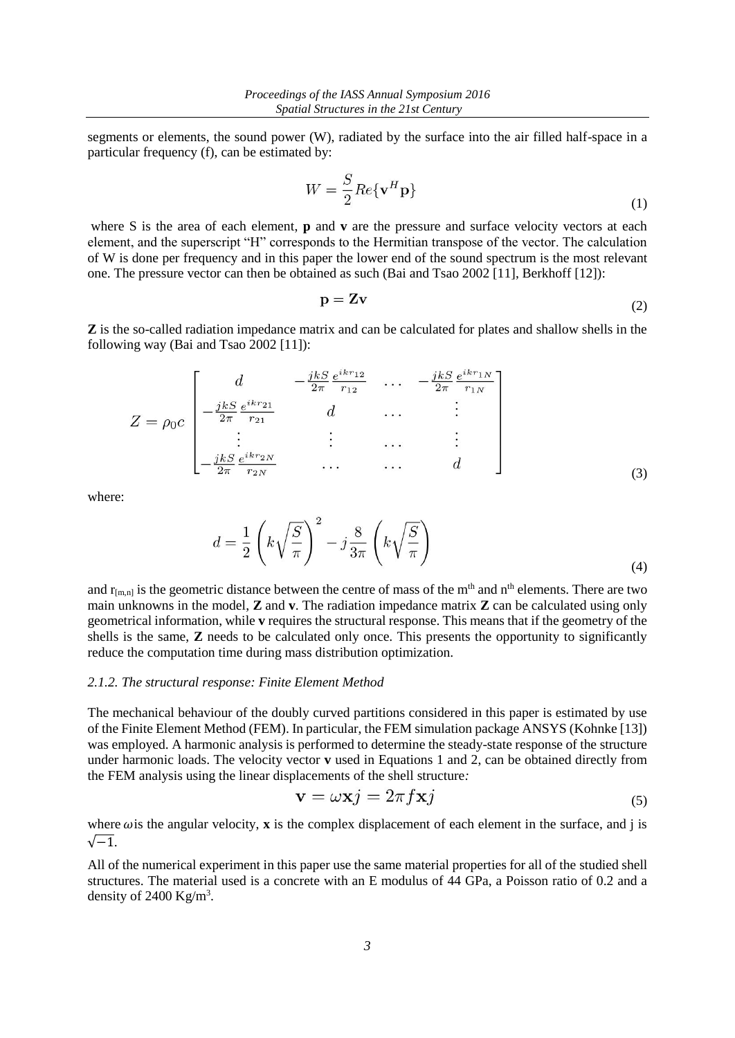segments or elements, the sound power (W), radiated by the surface into the air filled half-space in a particular frequency (f), can be estimated by:

$$W = \frac{S}{2} Re\{\mathbf{v}^H \mathbf{p}\} \tag{1}$$

where S is the area of each element, **p** and **v** are the pressure and surface velocity vectors at each element, and the superscript "H" corresponds to the Hermitian transpose of the vector. The calculation of W is done per frequency and in this paper the lower end of the sound spectrum is the most relevant one. The pressure vector can then be obtained as such (Bai and Tsao 2002 [11], Berkhoff [12]):

$$\mathbf{p} = \mathbf{Z}\mathbf{v} \tag{2}$$

**Z** is the so-called radiation impedance matrix and can be calculated for plates and shallow shells in the following way (Bai and Tsao 2002 [11]):

$$Z = \rho_0 c \begin{bmatrix} d & -\frac{jkS}{2\pi}\frac{e^{ikr_{12}}}{r_{12}} & \dots & -\frac{jkS}{2\pi}\frac{e^{ikr_{1N}}}{r_{1N}} \\ -\frac{jkS}{2\pi}\frac{e^{ikr_{21}}}{r_{21}} & d & \dots & \vdots \\ \vdots & \vdots & \dots & \vdots \\ -\frac{jkS}{2\pi}\frac{e^{ikr_{2N}}}{r_{2N}} & \dots & \dots & d \end{bmatrix} \tag{3}$$

where:

$$d = \frac{1}{2}\left(k\sqrt{\frac{S}{\pi}}\right)^2 - j\frac{8}{3\pi}\left(k\sqrt{\frac{S}{\pi}}\right) \tag{4}$$

and $r_{[m,n]}$ is the geometric distance between the centre of mass of the $m^{th}$ and $n^{th}$ elements. There are two main unknowns in the model, **Z** and **v**. The radiation impedance matrix **Z** can be calculated using only geometrical information, while **v** requires the structural response. This means that if the geometry of the shells is the same, **Z** needs to be calculated only once. This presents the opportunity to significantly reduce the computation time during mass distribution optimization.

### *2.1.2. The structural response: Finite Element Method*

The mechanical behaviour of the doubly curved partitions considered in this paper is estimated by use of the Finite Element Method (FEM). In particular, the FEM simulation package ANSYS (Kohnke [13]) was employed. A harmonic analysis is performed to determine the steady-state response of the structure under harmonic loads. The velocity vector **v** used in Equations 1 and 2, can be obtained directly from the FEM analysis using the linear displacements of the shell structure*:*

$$\mathbf{v} = \omega \mathbf{x} j = 2\pi f \mathbf{x} j \tag{5}$$

where $\omega$ is the angular velocity, **x** is the complex displacement of each element in the surface, and j is $\sqrt{-1}$.

All of the numerical experiment in this paper use the same material properties for all of the studied shell structures. The material used is a concrete with an E modulus of 44 GPa, a Poisson ratio of 0.2 and a density of 2400 $Kg/m^3$.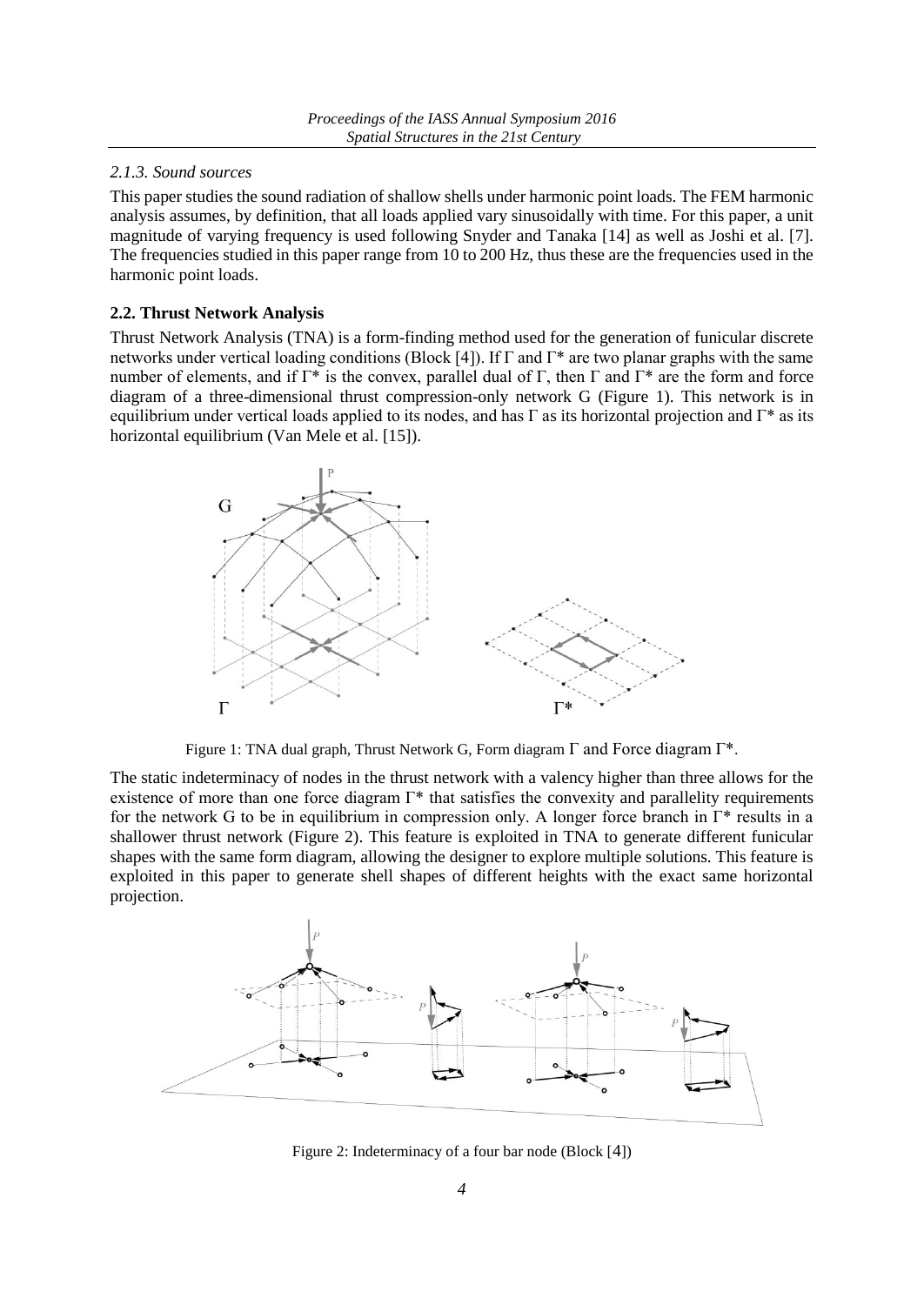### *2.1.3. Sound sources*

This paper studies the sound radiation of shallow shells under harmonic point loads. The FEM harmonic analysis assumes, by definition, that all loads applied vary sinusoidally with time. For this paper, a unit magnitude of varying frequency is used following Snyder and Tanaka [14] as well as Joshi et al. [7]. The frequencies studied in this paper range from 10 to 200 Hz, thus these are the frequencies used in the harmonic point loads.

### **2.2. Thrust Network Analysis**

Thrust Network Analysis (TNA) is a form-finding method used for the generation of funicular discrete networks under vertical loading conditions (Block [4]). If $\Gamma$ and $\Gamma^*$ are two planar graphs with the same number of elements, and if $\Gamma^*$ is the convex, parallel dual of $\Gamma$, then $\Gamma$ and $\Gamma^*$ are the form and force diagram of a three-dimensional thrust compression-only network G (Figure 1). This network is in equilibrium under vertical loads applied to its nodes, and has $\Gamma$ as its horizontal projection and $\Gamma^*$ as its horizontal equilibrium (Van Mele et al. [15]).

Figure 1: TNA dual graph, Thrust Network G, Form diagram $\Gamma$ and Force diagram $\Gamma^*$.

The static indeterminacy of nodes in the thrust network with a valency higher than three allows for the existence of more than one force diagram $\Gamma^*$ that satisfies the convexity and parallelity requirements for the network G to be in equilibrium in compression only. A longer force branch in $\Gamma^*$ results in a shallower thrust network (Figure 2). This feature is exploited in TNA to generate different funicular shapes with the same form diagram, allowing the designer to explore multiple solutions. This feature is exploited in this paper to generate shell shapes of different heights with the exact same horizontal projection.

Figure 2: Indeterminacy of a four bar node (Block [4])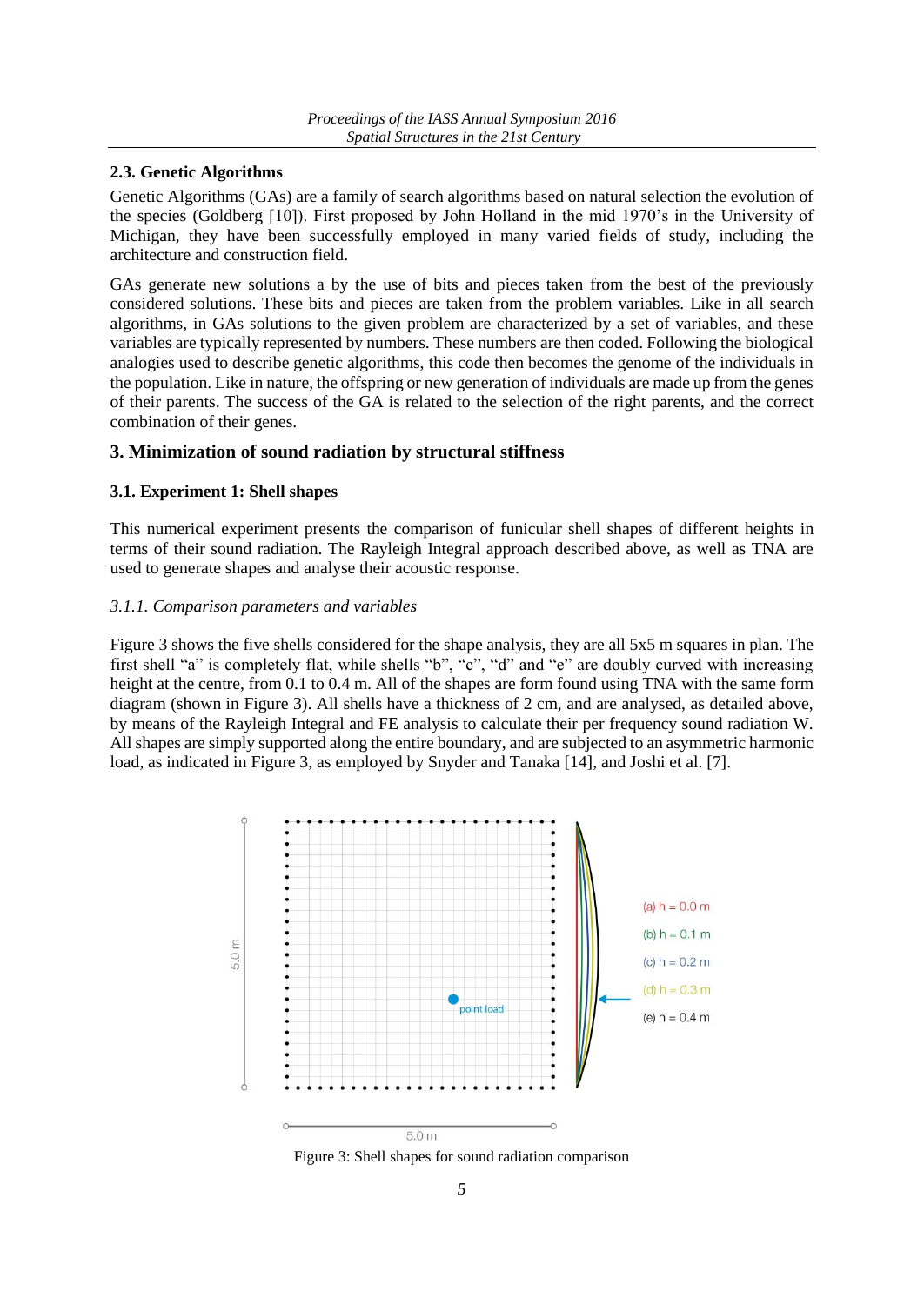### 2.3. Genetic Algorithms

Genetic Algorithms (GAs) are a family of search algorithms based on natural selection the evolution of the species (Goldberg [10]). First proposed by John Holland in the mid 1970's in the University of Michigan, they have been successfully employed in many varied fields of study, including the architecture and construction field.

GAs generate new solutions a by the use of bits and pieces taken from the best of the previously considered solutions. These bits and pieces are taken from the problem variables. Like in all search algorithms, in GAs solutions to the given problem are characterized by a set of variables, and these variables are typically represented by numbers. These numbers are then coded. Following the biological analogies used to describe genetic algorithms, this code then becomes the genome of the individuals in the population. Like in nature, the offspring or new generation of individuals are made up from the genes of their parents. The success of the GA is related to the selection of the right parents, and the correct combination of their genes.

## 3. Minimization of sound radiation by structural stiffness

### 3.1. Experiment 1: Shell shapes

This numerical experiment presents the comparison of funicular shell shapes of different heights in terms of their sound radiation. The Rayleigh Integral approach described above, as well as TNA are used to generate shapes and analyse their acoustic response.

#### *3.1.1. Comparison parameters and variables*

Figure 3 shows the five shells considered for the shape analysis, they are all 5x5 m squares in plan. The first shell "a" is completely flat, while shells "b", "c", "d" and "e" are doubly curved with increasing height at the centre, from 0.1 to 0.4 m. All of the shapes are form found using TNA with the same form diagram (shown in Figure 3). All shells have a thickness of 2 cm, and are analysed, as detailed above, by means of the Rayleigh Integral and FE analysis to calculate their per frequency sound radiation W. All shapes are simply supported along the entire boundary, and are subjected to an asymmetric harmonic load, as indicated in Figure 3, as employed by Snyder and Tanaka [14], and Joshi et al. [7].

5.0 m

point load

(a) h = 0.0 m

(b) h = 0.1 m

(c) h = 0.2 m

(d) h = 0.3 m

(e) h = 0.4 m

5.0 m

Figure 3: Shell shapes for sound radiation comparison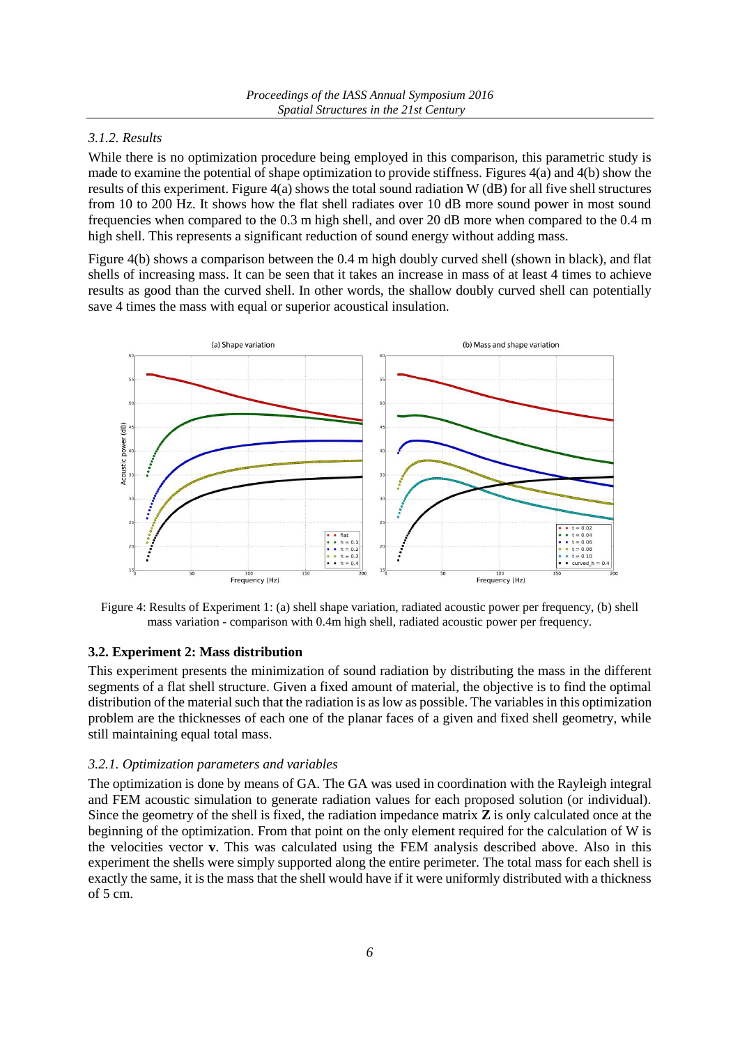### 3.1.2. Results

While there is no optimization procedure being employed in this comparison, this parametric study is made to examine the potential of shape optimization to provide stiffness. Figures 4(a) and 4(b) show the results of this experiment. Figure 4(a) shows the total sound radiation W (dB) for all five shell structures from 10 to 200 Hz. It shows how the flat shell radiates over 10 dB more sound power in most sound frequencies when compared to the 0.3 m high shell, and over 20 dB more when compared to the 0.4 m high shell. This represents a significant reduction of sound energy without adding mass.

Figure 4(b) shows a comparison between the 0.4 m high doubly curved shell (shown in black), and flat shells of increasing mass. It can be seen that it takes an increase in mass of at least 4 times to achieve results as good than the curved shell. In other words, the shallow doubly curved shell can potentially save 4 times the mass with equal or superior acoustical insulation.

Figure 4: Results of Experiment 1: (a) shell shape variation, radiated acoustic power per frequency, (b) shell mass variation - comparison with 0.4m high shell, radiated acoustic power per frequency.

## 3.2. Experiment 2: Mass distribution

This experiment presents the minimization of sound radiation by distributing the mass in the different segments of a flat shell structure. Given a fixed amount of material, the objective is to find the optimal distribution of the material such that the radiation is as low as possible. The variables in this optimization problem are the thicknesses of each one of the planar faces of a given and fixed shell geometry, while still maintaining equal total mass.

### 3.2.1. Optimization parameters and variables

The optimization is done by means of GA. The GA was used in coordination with the Rayleigh integral and FEM acoustic simulation to generate radiation values for each proposed solution (or individual). Since the geometry of the shell is fixed, the radiation impedance matrix **Z** is only calculated once at the beginning of the optimization. From that point on the only element required for the calculation of W is the velocities vector **v**. This was calculated using the FEM analysis described above. Also in this experiment the shells were simply supported along the entire perimeter. The total mass for each shell is exactly the same, it is the mass that the shell would have if it were uniformly distributed with a thickness of 5 cm.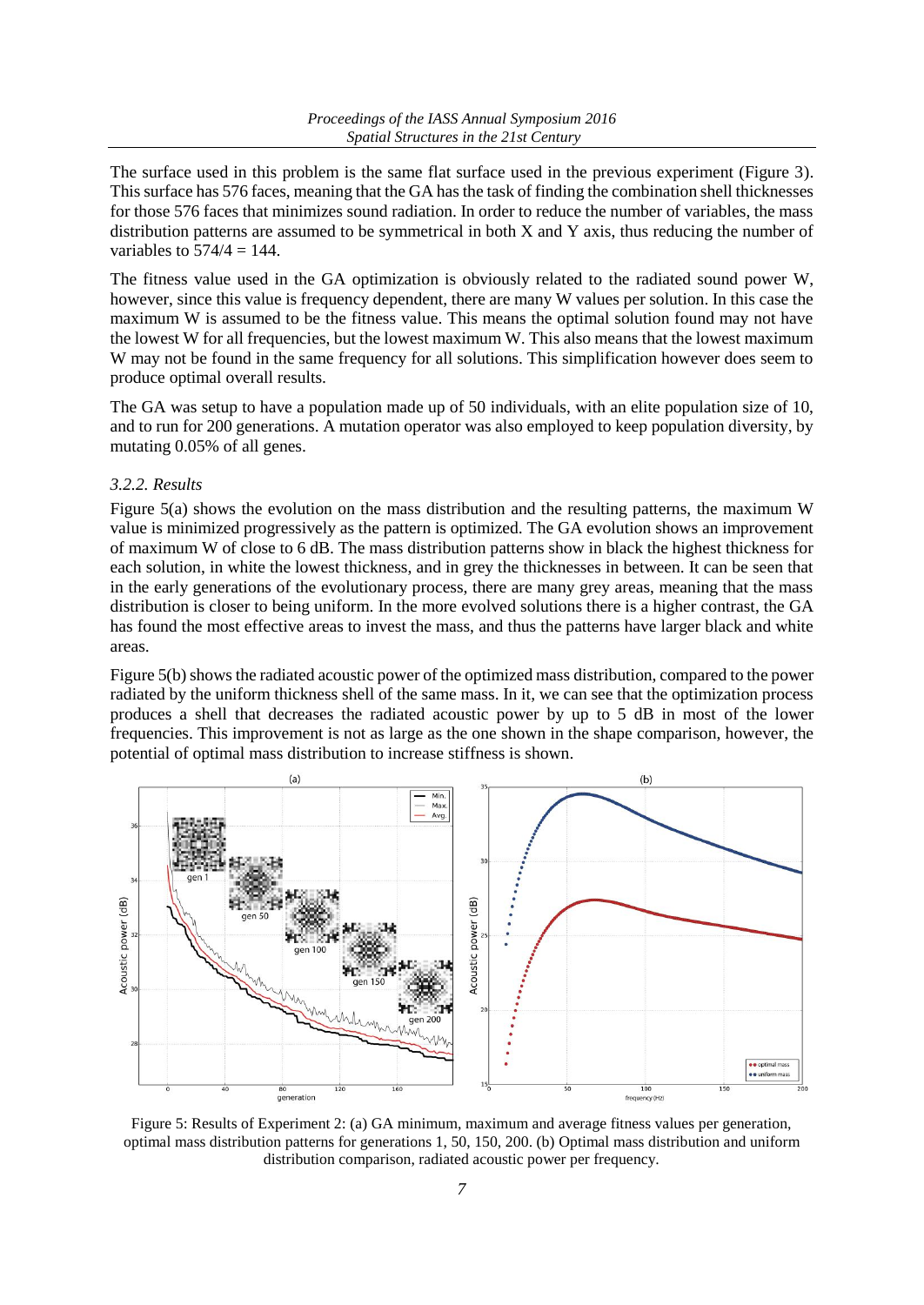The surface used in this problem is the same flat surface used in the previous experiment (Figure 3). This surface has 576 faces, meaning that the GA has the task of finding the combination shell thicknesses for those 576 faces that minimizes sound radiation. In order to reduce the number of variables, the mass distribution patterns are assumed to be symmetrical in both X and Y axis, thus reducing the number of variables to 574/4 = 144.

The fitness value used in the GA optimization is obviously related to the radiated sound power W, however, since this value is frequency dependent, there are many W values per solution. In this case the maximum W is assumed to be the fitness value. This means the optimal solution found may not have the lowest W for all frequencies, but the lowest maximum W. This also means that the lowest maximum W may not be found in the same frequency for all solutions. This simplification however does seem to produce optimal overall results.

The GA was setup to have a population made up of 50 individuals, with an elite population size of 10, and to run for 200 generations. A mutation operator was also employed to keep population diversity, by mutating 0.05% of all genes.

### *3.2.2. Results*

Figure 5(a) shows the evolution on the mass distribution and the resulting patterns, the maximum W value is minimized progressively as the pattern is optimized. The GA evolution shows an improvement of maximum W of close to 6 dB. The mass distribution patterns show in black the highest thickness for each solution, in white the lowest thickness, and in grey the thicknesses in between. It can be seen that in the early generations of the evolutionary process, there are many grey areas, meaning that the mass distribution is closer to being uniform. In the more evolved solutions there is a higher contrast, the GA has found the most effective areas to invest the mass, and thus the patterns have larger black and white areas.

Figure 5(b) shows the radiated acoustic power of the optimized mass distribution, compared to the power radiated by the uniform thickness shell of the same mass. In it, we can see that the optimization process produces a shell that decreases the radiated acoustic power by up to 5 dB in most of the lower frequencies. This improvement is not as large as the one shown in the shape comparison, however, the potential of optimal mass distribution to increase stiffness is shown.

Figure 5: Results of Experiment 2: (a) GA minimum, maximum and average fitness values per generation, optimal mass distribution patterns for generations 1, 50, 150, 200. (b) Optimal mass distribution and uniform distribution comparison, radiated acoustic power per frequency.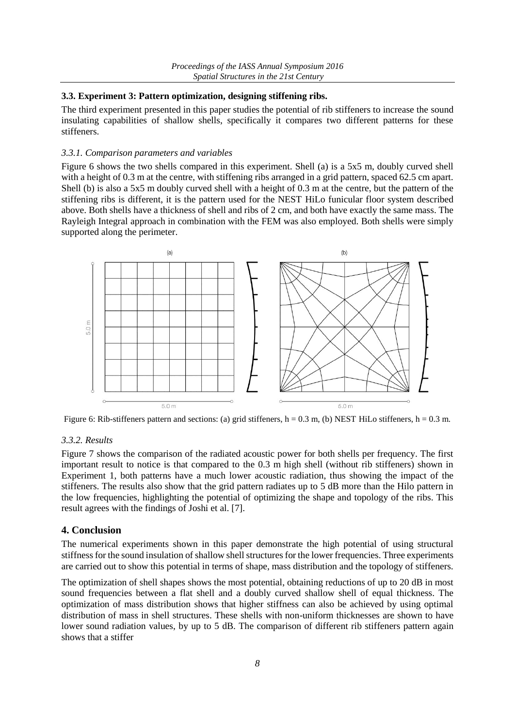### 3.3. Experiment 3: Pattern optimization, designing stiffening ribs.

The third experiment presented in this paper studies the potential of rib stiffeners to increase the sound insulating capabilities of shallow shells, specifically it compares two different patterns for these stiffeners.

#### *3.3.1. Comparison parameters and variables*

Figure 6 shows the two shells compared in this experiment. Shell (a) is a 5x5 m, doubly curved shell with a height of 0.3 m at the centre, with stiffening ribs arranged in a grid pattern, spaced 62.5 cm apart. Shell (b) is also a 5x5 m doubly curved shell with a height of 0.3 m at the centre, but the pattern of the stiffening ribs is different, it is the pattern used for the NEST HiLo funicular floor system described above. Both shells have a thickness of shell and ribs of 2 cm, and both have exactly the same mass. The Rayleigh Integral approach in combination with the FEM was also employed. Both shells were simply supported along the perimeter.

Figure 6: Rib-stiffeners pattern and sections: (a) grid stiffeners, h = 0.3 m, (b) NEST HiLo stiffeners, h = 0.3 m.

#### *3.3.2. Results*

Figure 7 shows the comparison of the radiated acoustic power for both shells per frequency. The first important result to notice is that compared to the 0.3 m high shell (without rib stiffeners) shown in Experiment 1, both patterns have a much lower acoustic radiation, thus showing the impact of the stiffeners. The results also show that the grid pattern radiates up to 5 dB more than the Hilo pattern in the low frequencies, highlighting the potential of optimizing the shape and topology of the ribs. This result agrees with the findings of Joshi et al. [7].

## 4. Conclusion

The numerical experiments shown in this paper demonstrate the high potential of using structural stiffness for the sound insulation of shallow shell structures for the lower frequencies. Three experiments are carried out to show this potential in terms of shape, mass distribution and the topology of stiffeners.

The optimization of shell shapes shows the most potential, obtaining reductions of up to 20 dB in most sound frequencies between a flat shell and a doubly curved shallow shell of equal thickness. The optimization of mass distribution shows that higher stiffness can also be achieved by using optimal distribution of mass in shell structures. These shells with non-uniform thicknesses are shown to have lower sound radiation values, by up to 5 dB. The comparison of different rib stiffeners pattern again shows that a stiffer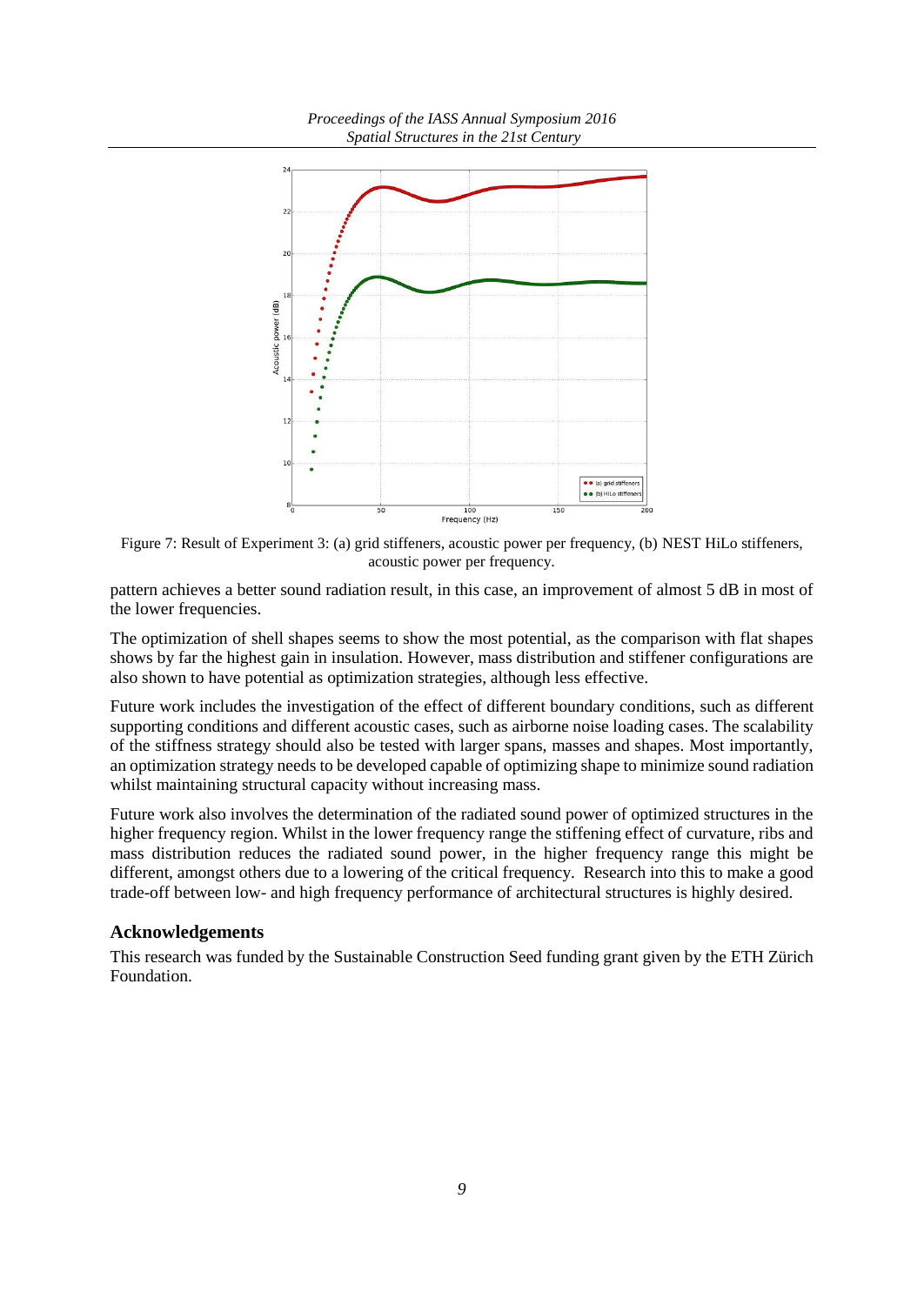Figure 7: Result of Experiment 3: (a) grid stiffeners, acoustic power per frequency, (b) NEST HiLo stiffeners, acoustic power per frequency.

pattern achieves a better sound radiation result, in this case, an improvement of almost 5 dB in most of the lower frequencies.

The optimization of shell shapes seems to show the most potential, as the comparison with flat shapes shows by far the highest gain in insulation. However, mass distribution and stiffener configurations are also shown to have potential as optimization strategies, although less effective.

Future work includes the investigation of the effect of different boundary conditions, such as different supporting conditions and different acoustic cases, such as airborne noise loading cases. The scalability of the stiffness strategy should also be tested with larger spans, masses and shapes. Most importantly, an optimization strategy needs to be developed capable of optimizing shape to minimize sound radiation whilst maintaining structural capacity without increasing mass.

Future work also involves the determination of the radiated sound power of optimized structures in the higher frequency region. Whilst in the lower frequency range the stiffening effect of curvature, ribs and mass distribution reduces the radiated sound power, in the higher frequency range this might be different, amongst others due to a lowering of the critical frequency. Research into this to make a good trade-off between low- and high frequency performance of architectural structures is highly desired.

## Acknowledgements

This research was funded by the Sustainable Construction Seed funding grant given by the ETH Zürich Foundation.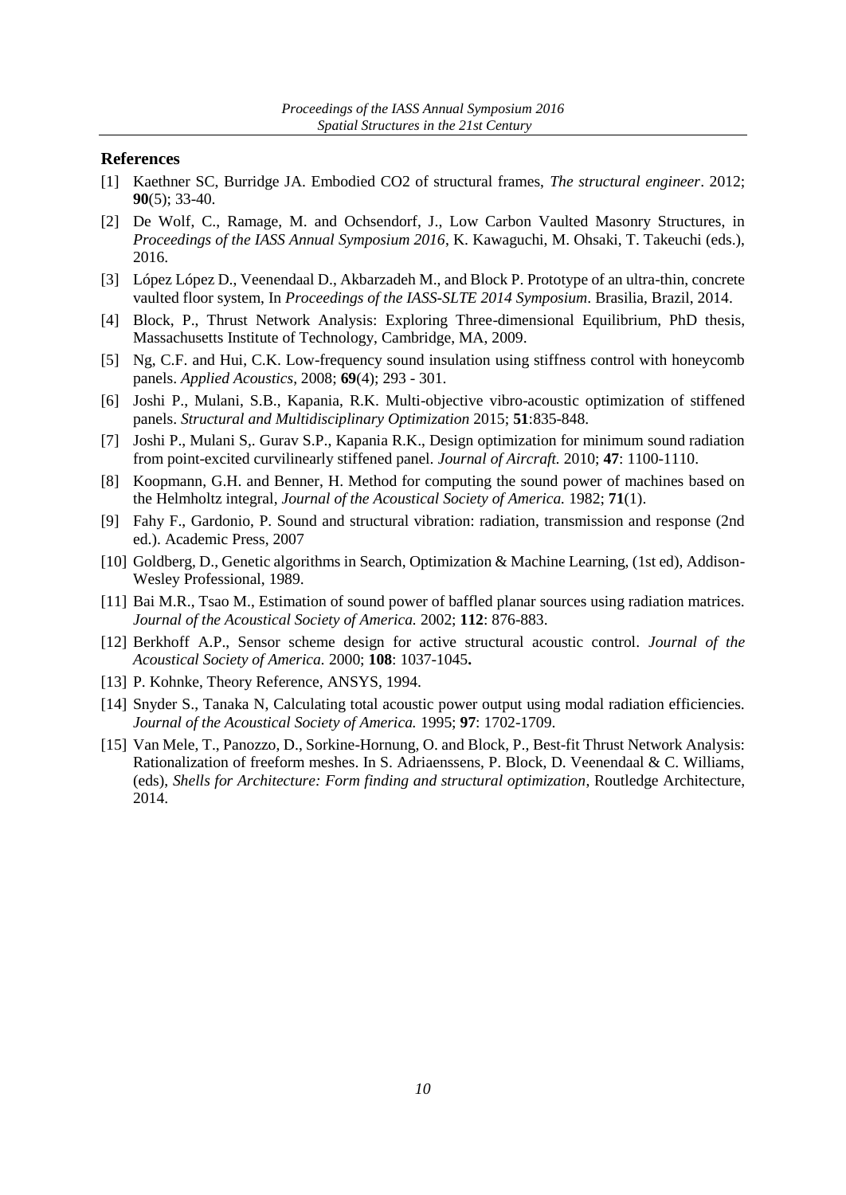## References

[1] Kaethner SC, Burridge JA. Embodied CO2 of structural frames, *The structural engineer*. 2012; **90**(5); 33-40.

[2] De Wolf, C., Ramage, M. and Ochsendorf, J., Low Carbon Vaulted Masonry Structures, in *Proceedings of the IASS Annual Symposium 2016*, K. Kawaguchi, M. Ohsaki, T. Takeuchi (eds.), 2016.

[3] López López D., Veenendaal D., Akbarzadeh M., and Block P. Prototype of an ultra-thin, concrete vaulted floor system, In *Proceedings of the IASS-SLTE 2014 Symposium*. Brasilia, Brazil, 2014.

[4] Block, P., Thrust Network Analysis: Exploring Three-dimensional Equilibrium, PhD thesis, Massachusetts Institute of Technology, Cambridge, MA, 2009.

[5] Ng, C.F. and Hui, C.K. Low-frequency sound insulation using stiffness control with honeycomb panels. *Applied Acoustics*, 2008; **69**(4); 293 - 301.

[6] Joshi P., Mulani, S.B., Kapania, R.K. Multi-objective vibro-acoustic optimization of stiffened panels. *Structural and Multidisciplinary Optimization* 2015; **51**:835-848.

[7] Joshi P., Mulani S,. Gurav S.P., Kapania R.K., Design optimization for minimum sound radiation from point-excited curvilinearly stiffened panel. *Journal of Aircraft.* 2010; **47**: 1100-1110.

[8] Koopmann, G.H. and Benner, H. Method for computing the sound power of machines based on the Helmholtz integral, *Journal of the Acoustical Society of America.* 1982; **71**(1).

[9] Fahy F., Gardonio, P. Sound and structural vibration: radiation, transmission and response (2nd ed.). Academic Press, 2007

[10] Goldberg, D., Genetic algorithms in Search, Optimization & Machine Learning, (1st ed), Addison-Wesley Professional, 1989.

[11] Bai M.R., Tsao M., Estimation of sound power of baffled planar sources using radiation matrices. *Journal of the Acoustical Society of America.* 2002; **112**: 876-883.

[12] Berkhoff A.P., Sensor scheme design for active structural acoustic control. *Journal of the Acoustical Society of America.* 2000; **108**: 1037-1045**.**

[13] P. Kohnke, Theory Reference, ANSYS, 1994.

[14] Snyder S., Tanaka N, Calculating total acoustic power output using modal radiation efficiencies. *Journal of the Acoustical Society of America.* 1995; **97**: 1702-1709.

[15] Van Mele, T., Panozzo, D., Sorkine-Hornung, O. and Block, P., Best-fit Thrust Network Analysis: Rationalization of freeform meshes. In S. Adriaenssens, P. Block, D. Veenendaal & C. Williams, (eds), *Shells for Architecture: Form finding and structural optimization*, Routledge Architecture, 2014.